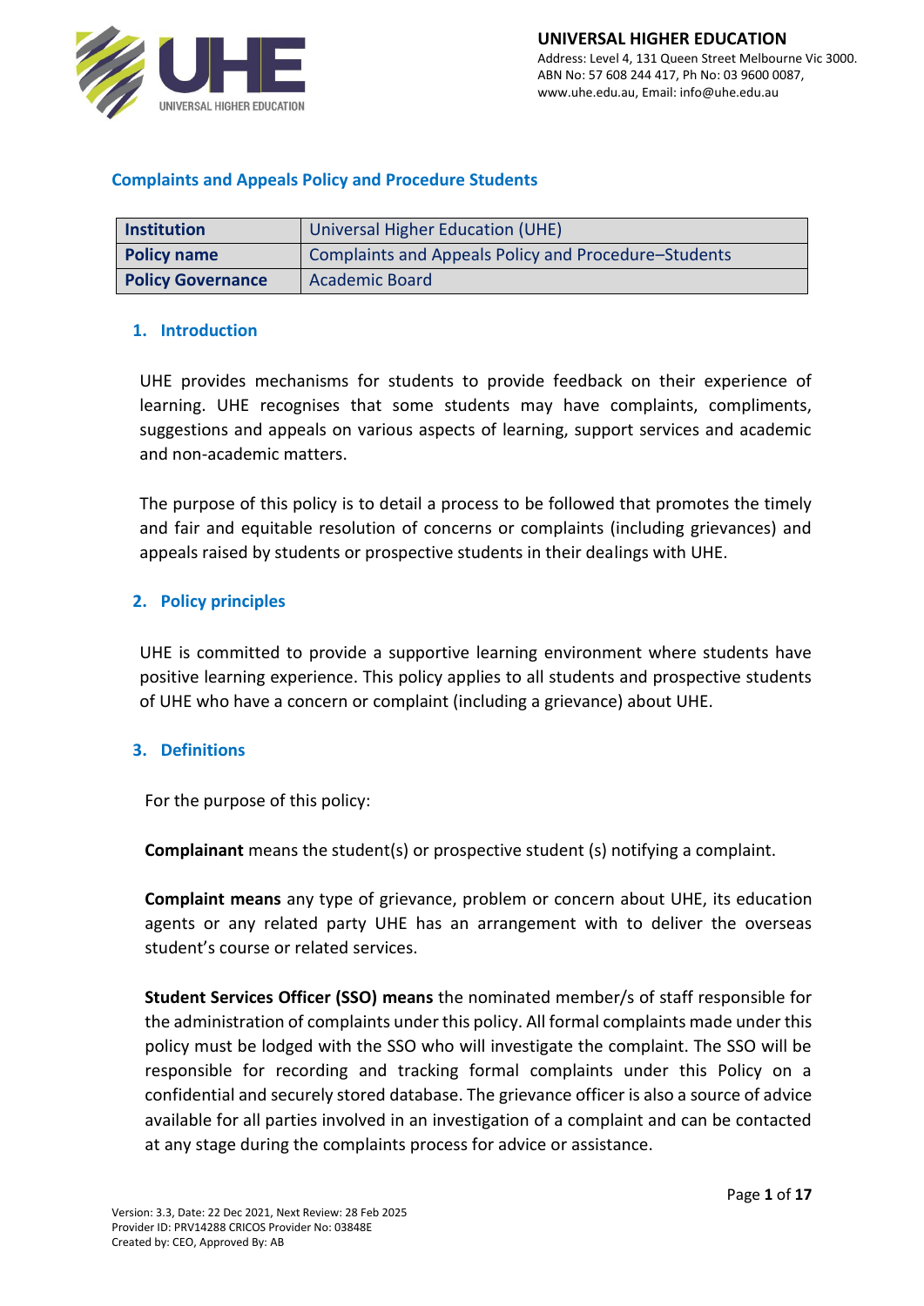**UNIVERSAL HIGHER EDUCATION**
Address: Level 4, 131 Queen Street Melbourne Vic 3000.
ABN No: 57 608 244 417, Ph No: 03 9600 0087,
www.uhe.edu.au, Email: info@uhe.edu.au

# Complaints and Appeals Policy and Procedure Students

| Institution | Universal Higher Education (UHE) |
|---|---|
| Policy name | Complaints and Appeals Policy and Procedure–Students |
| Policy Governance | Academic Board |

## 1. Introduction

UHE provides mechanisms for students to provide feedback on their experience of learning. UHE recognises that some students may have complaints, compliments, suggestions and appeals on various aspects of learning, support services and academic and non-academic matters.

The purpose of this policy is to detail a process to be followed that promotes the timely and fair and equitable resolution of concerns or complaints (including grievances) and appeals raised by students or prospective students in their dealings with UHE.

## 2. Policy principles

UHE is committed to provide a supportive learning environment where students have positive learning experience. This policy applies to all students and prospective students of UHE who have a concern or complaint (including a grievance) about UHE.

## 3. Definitions

For the purpose of this policy:

**Complainant** means the student(s) or prospective student (s) notifying a complaint.

**Complaint means** any type of grievance, problem or concern about UHE, its education agents or any related party UHE has an arrangement with to deliver the overseas student's course or related services.

**Student Services Officer (SSO) means** the nominated member/s of staff responsible for the administration of complaints under this policy. All formal complaints made under this policy must be lodged with the SSO who will investigate the complaint. The SSO will be responsible for recording and tracking formal complaints under this Policy on a confidential and securely stored database. The grievance officer is also a source of advice available for all parties involved in an investigation of a complaint and can be contacted at any stage during the complaints process for advice or assistance.

Version: 3.3, Date: 22 Dec 2021, Next Review: 28 Feb 2025
Provider ID: PRV14288 CRICOS Provider No: 03848E
Created by: CEO, Approved By: AB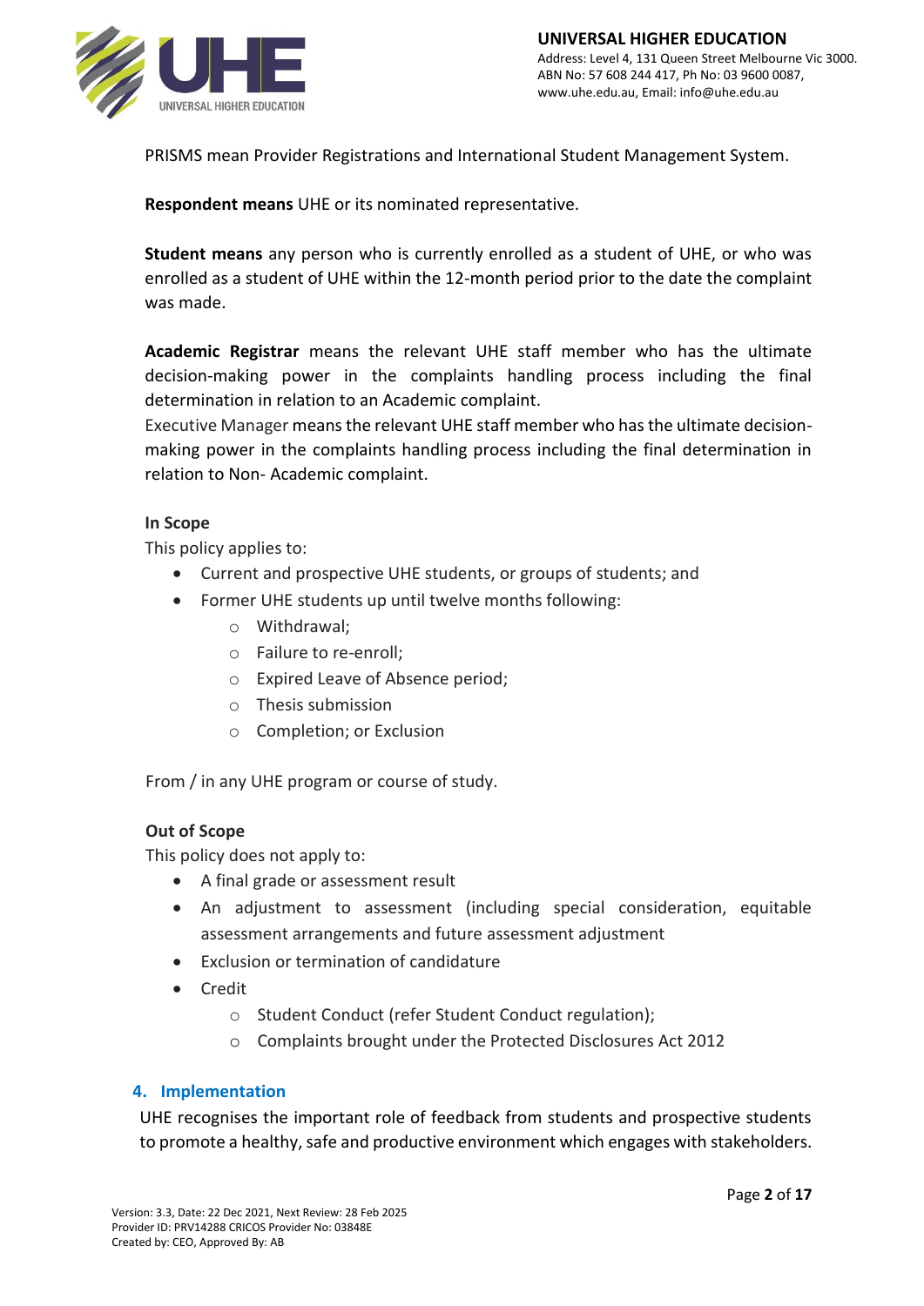PRISMS mean Provider Registrations and International Student Management System.

**Respondent means** UHE or its nominated representative.

**Student means** any person who is currently enrolled as a student of UHE, or who was enrolled as a student of UHE within the 12-month period prior to the date the complaint was made.

**Academic Registrar** means the relevant UHE staff member who has the ultimate decision-making power in the complaints handling process including the final determination in relation to an Academic complaint.

Executive Manager means the relevant UHE staff member who has the ultimate decision-making power in the complaints handling process including the final determination in relation to Non- Academic complaint.

**In Scope**

This policy applies to:

- Current and prospective UHE students, or groups of students; and
- Former UHE students up until twelve months following:
    - Withdrawal;
    - Failure to re-enroll;
    - Expired Leave of Absence period;
    - Thesis submission
    - Completion; or Exclusion

From / in any UHE program or course of study.

**Out of Scope**

This policy does not apply to:

- A final grade or assessment result
- An adjustment to assessment (including special consideration, equitable assessment arrangements and future assessment adjustment
- Exclusion or termination of candidature
- Credit
    - Student Conduct (refer Student Conduct regulation);
    - Complaints brought under the Protected Disclosures Act 2012

## 4. Implementation

UHE recognises the important role of feedback from students and prospective students to promote a healthy, safe and productive environment which engages with stakeholders.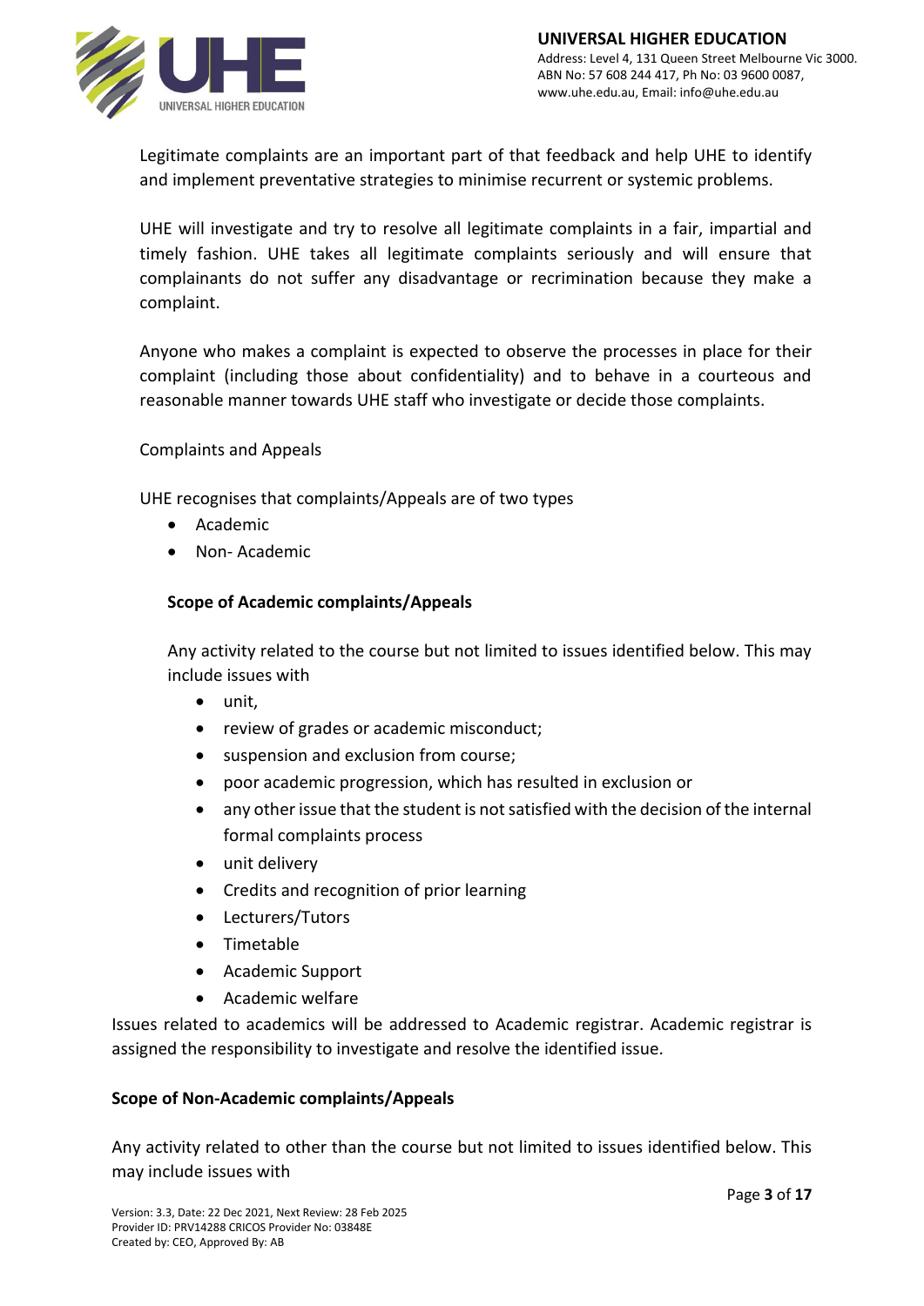Legitimate complaints are an important part of that feedback and help UHE to identify and implement preventative strategies to minimise recurrent or systemic problems.

UHE will investigate and try to resolve all legitimate complaints in a fair, impartial and timely fashion. UHE takes all legitimate complaints seriously and will ensure that complainants do not suffer any disadvantage or recrimination because they make a complaint.

Anyone who makes a complaint is expected to observe the processes in place for their complaint (including those about confidentiality) and to behave in a courteous and reasonable manner towards UHE staff who investigate or decide those complaints.

Complaints and Appeals

UHE recognises that complaints/Appeals are of two types

- Academic
- Non- Academic

**Scope of Academic complaints/Appeals**

Any activity related to the course but not limited to issues identified below. This may include issues with

- unit,
- review of grades or academic misconduct;
- suspension and exclusion from course;
- poor academic progression, which has resulted in exclusion or
- any other issue that the student is not satisfied with the decision of the internal formal complaints process
- unit delivery
- Credits and recognition of prior learning
- Lecturers/Tutors
- Timetable
- Academic Support
- Academic welfare

Issues related to academics will be addressed to Academic registrar. Academic registrar is assigned the responsibility to investigate and resolve the identified issue.

**Scope of Non-Academic complaints/Appeals**

Any activity related to other than the course but not limited to issues identified below. This may include issues with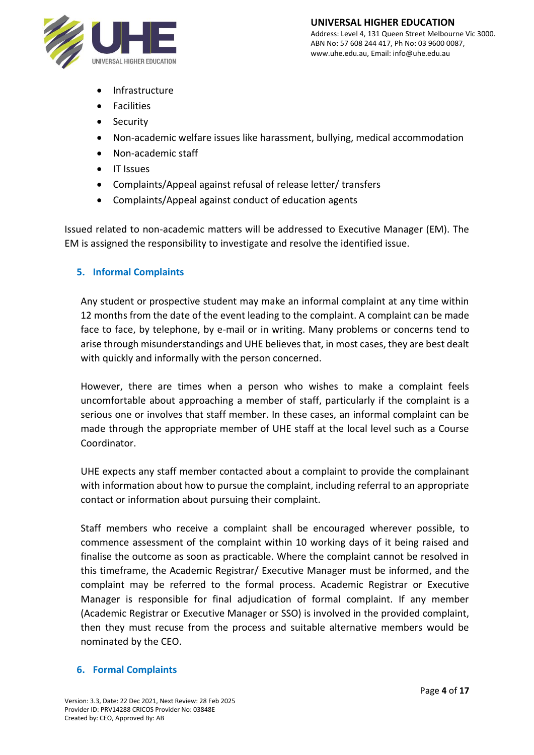- Infrastructure
- Facilities
- Security
- Non-academic welfare issues like harassment, bullying, medical accommodation
- Non-academic staff
- IT Issues
- Complaints/Appeal against refusal of release letter/ transfers
- Complaints/Appeal against conduct of education agents

Issued related to non-academic matters will be addressed to Executive Manager (EM). The EM is assigned the responsibility to investigate and resolve the identified issue.

## 5. Informal Complaints

Any student or prospective student may make an informal complaint at any time within 12 months from the date of the event leading to the complaint. A complaint can be made face to face, by telephone, by e-mail or in writing. Many problems or concerns tend to arise through misunderstandings and UHE believes that, in most cases, they are best dealt with quickly and informally with the person concerned.

However, there are times when a person who wishes to make a complaint feels uncomfortable about approaching a member of staff, particularly if the complaint is a serious one or involves that staff member. In these cases, an informal complaint can be made through the appropriate member of UHE staff at the local level such as a Course Coordinator.

UHE expects any staff member contacted about a complaint to provide the complainant with information about how to pursue the complaint, including referral to an appropriate contact or information about pursuing their complaint.

Staff members who receive a complaint shall be encouraged wherever possible, to commence assessment of the complaint within 10 working days of it being raised and finalise the outcome as soon as practicable. Where the complaint cannot be resolved in this timeframe, the Academic Registrar/ Executive Manager must be informed, and the complaint may be referred to the formal process. Academic Registrar or Executive Manager is responsible for final adjudication of formal complaint. If any member (Academic Registrar or Executive Manager or SSO) is involved in the provided complaint, then they must recuse from the process and suitable alternative members would be nominated by the CEO.

## 6. Formal Complaints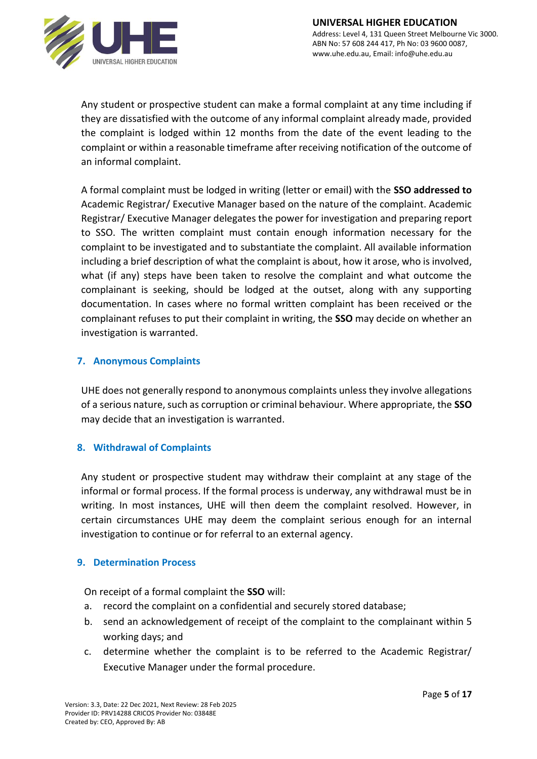Any student or prospective student can make a formal complaint at any time including if they are dissatisfied with the outcome of any informal complaint already made, provided the complaint is lodged within 12 months from the date of the event leading to the complaint or within a reasonable timeframe after receiving notification of the outcome of an informal complaint.

A formal complaint must be lodged in writing (letter or email) with the **SSO addressed to** Academic Registrar/ Executive Manager based on the nature of the complaint. Academic Registrar/ Executive Manager delegates the power for investigation and preparing report to SSO. The written complaint must contain enough information necessary for the complaint to be investigated and to substantiate the complaint. All available information including a brief description of what the complaint is about, how it arose, who is involved, what (if any) steps have been taken to resolve the complaint and what outcome the complainant is seeking, should be lodged at the outset, along with any supporting documentation. In cases where no formal written complaint has been received or the complainant refuses to put their complaint in writing, the **SSO** may decide on whether an investigation is warranted.

## 7. Anonymous Complaints

UHE does not generally respond to anonymous complaints unless they involve allegations of a serious nature, such as corruption or criminal behaviour. Where appropriate, the **SSO** may decide that an investigation is warranted.

## 8. Withdrawal of Complaints

Any student or prospective student may withdraw their complaint at any stage of the informal or formal process. If the formal process is underway, any withdrawal must be in writing. In most instances, UHE will then deem the complaint resolved. However, in certain circumstances UHE may deem the complaint serious enough for an internal investigation to continue or for referral to an external agency.

## 9. Determination Process

On receipt of a formal complaint the **SSO** will:

a. record the complaint on a confidential and securely stored database;
b. send an acknowledgement of receipt of the complaint to the complainant within 5 working days; and
c. determine whether the complaint is to be referred to the Academic Registrar/ Executive Manager under the formal procedure.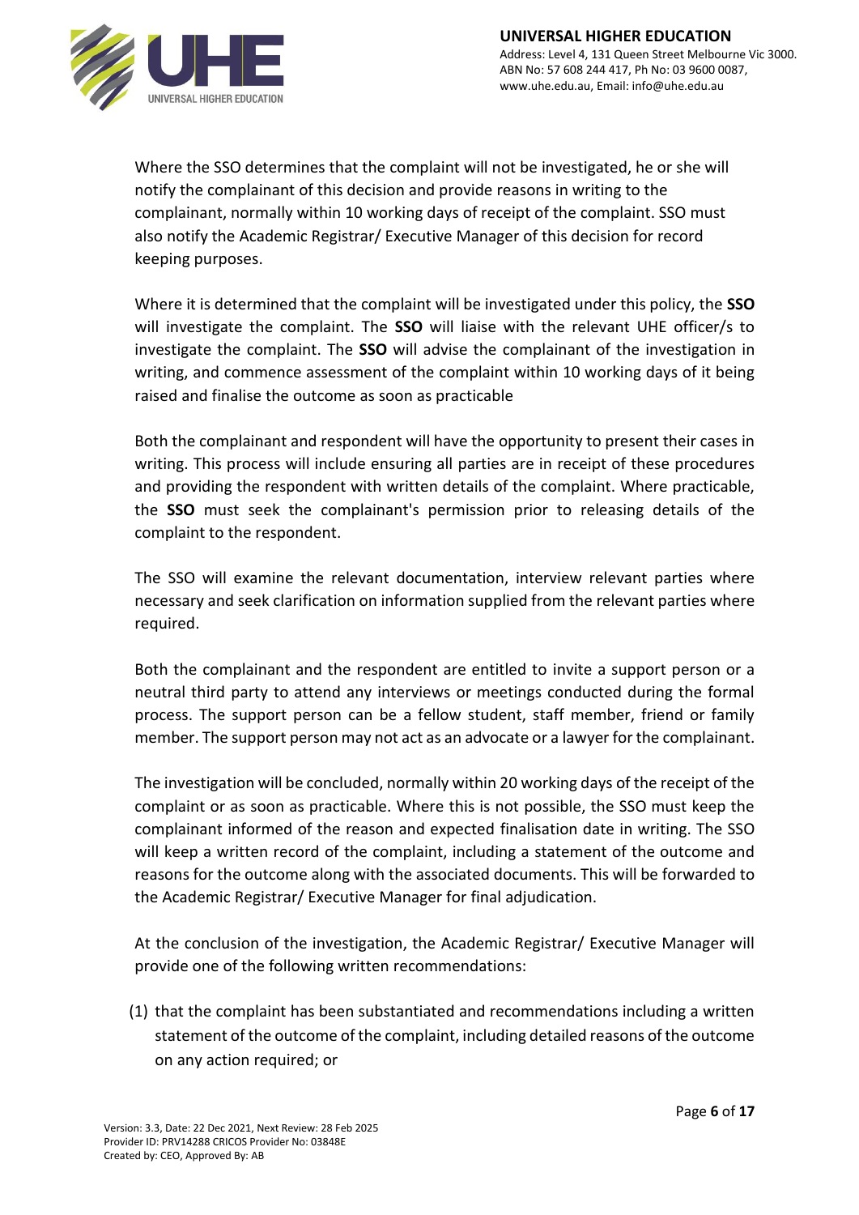Where the SSO determines that the complaint will not be investigated, he or she will notify the complainant of this decision and provide reasons in writing to the complainant, normally within 10 working days of receipt of the complaint. SSO must also notify the Academic Registrar/ Executive Manager of this decision for record keeping purposes.

Where it is determined that the complaint will be investigated under this policy, the **SSO** will investigate the complaint. The **SSO** will liaise with the relevant UHE officer/s to investigate the complaint. The **SSO** will advise the complainant of the investigation in writing, and commence assessment of the complaint within 10 working days of it being raised and finalise the outcome as soon as practicable

Both the complainant and respondent will have the opportunity to present their cases in writing. This process will include ensuring all parties are in receipt of these procedures and providing the respondent with written details of the complaint. Where practicable, the **SSO** must seek the complainant's permission prior to releasing details of the complaint to the respondent.

The SSO will examine the relevant documentation, interview relevant parties where necessary and seek clarification on information supplied from the relevant parties where required.

Both the complainant and the respondent are entitled to invite a support person or a neutral third party to attend any interviews or meetings conducted during the formal process. The support person can be a fellow student, staff member, friend or family member. The support person may not act as an advocate or a lawyer for the complainant.

The investigation will be concluded, normally within 20 working days of the receipt of the complaint or as soon as practicable. Where this is not possible, the SSO must keep the complainant informed of the reason and expected finalisation date in writing. The SSO will keep a written record of the complaint, including a statement of the outcome and reasons for the outcome along with the associated documents. This will be forwarded to the Academic Registrar/ Executive Manager for final adjudication.

At the conclusion of the investigation, the Academic Registrar/ Executive Manager will provide one of the following written recommendations:

(1) that the complaint has been substantiated and recommendations including a written statement of the outcome of the complaint, including detailed reasons of the outcome on any action required; or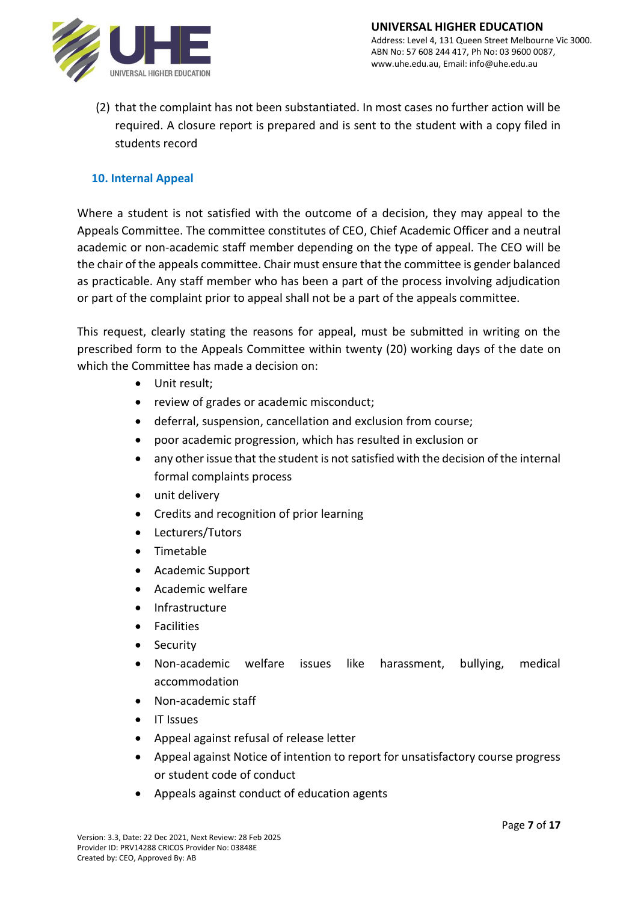(2) that the complaint has not been substantiated. In most cases no further action will be required. A closure report is prepared and is sent to the student with a copy filed in students record

## 10. Internal Appeal

Where a student is not satisfied with the outcome of a decision, they may appeal to the Appeals Committee. The committee constitutes of CEO, Chief Academic Officer and a neutral academic or non-academic staff member depending on the type of appeal. The CEO will be the chair of the appeals committee. Chair must ensure that the committee is gender balanced as practicable. Any staff member who has been a part of the process involving adjudication or part of the complaint prior to appeal shall not be a part of the appeals committee.

This request, clearly stating the reasons for appeal, must be submitted in writing on the prescribed form to the Appeals Committee within twenty (20) working days of the date on which the Committee has made a decision on:

- Unit result;
- review of grades or academic misconduct;
- deferral, suspension, cancellation and exclusion from course;
- poor academic progression, which has resulted in exclusion or
- any other issue that the student is not satisfied with the decision of the internal formal complaints process
- unit delivery
- Credits and recognition of prior learning
- Lecturers/Tutors
- Timetable
- Academic Support
- Academic welfare
- Infrastructure
- Facilities
- Security
- Non-academic welfare issues like harassment, bullying, medical accommodation
- Non-academic staff
- IT Issues
- Appeal against refusal of release letter
- Appeal against Notice of intention to report for unsatisfactory course progress or student code of conduct
- Appeals against conduct of education agents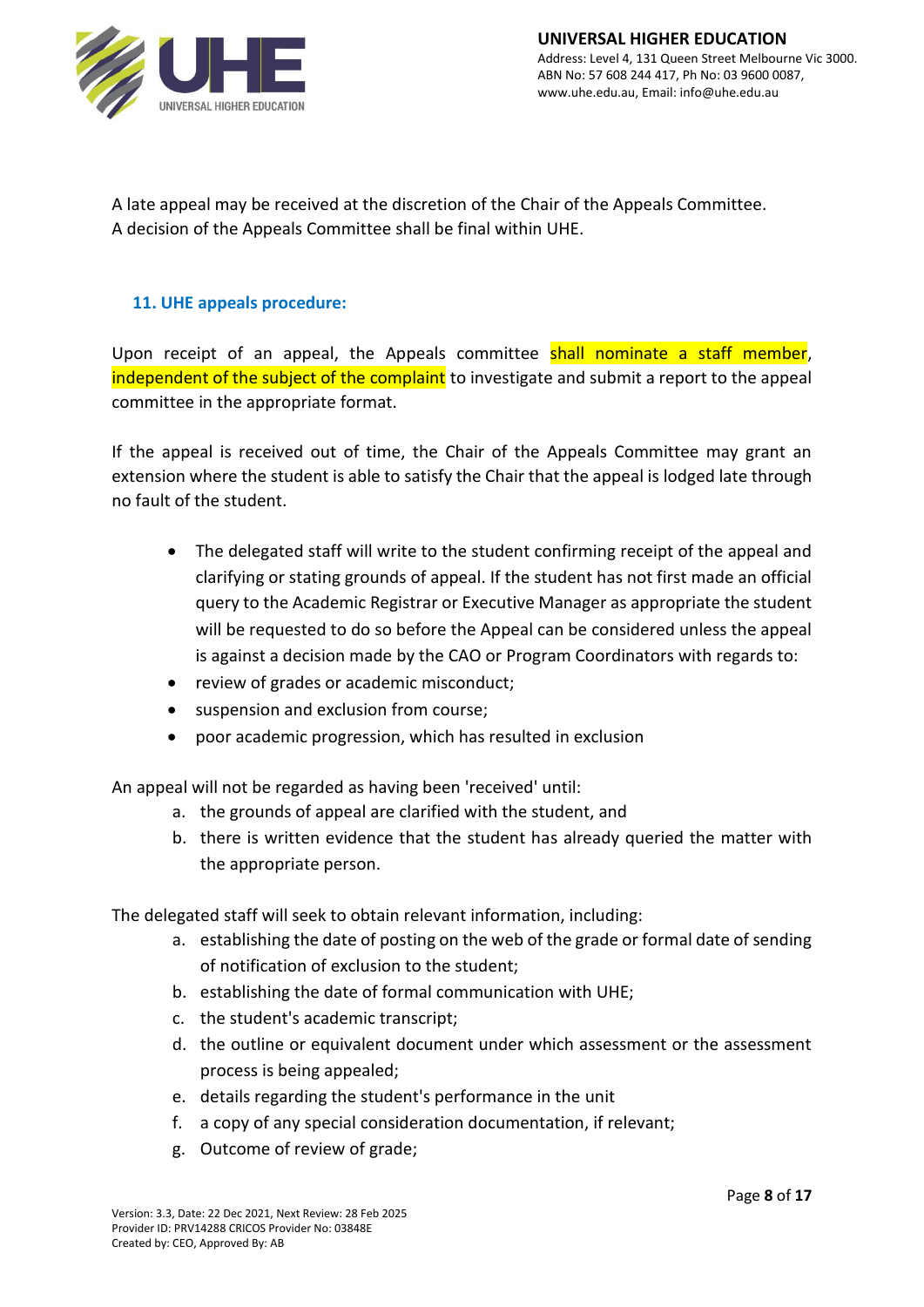A late appeal may be received at the discretion of the Chair of the Appeals Committee.
A decision of the Appeals Committee shall be final within UHE.

## 11. UHE appeals procedure:

Upon receipt of an appeal, the Appeals committee shall nominate a staff member, independent of the subject of the complaint to investigate and submit a report to the appeal committee in the appropriate format.

If the appeal is received out of time, the Chair of the Appeals Committee may grant an extension where the student is able to satisfy the Chair that the appeal is lodged late through no fault of the student.

- The delegated staff will write to the student confirming receipt of the appeal and clarifying or stating grounds of appeal. If the student has not first made an official query to the Academic Registrar or Executive Manager as appropriate the student will be requested to do so before the Appeal can be considered unless the appeal is against a decision made by the CAO or Program Coordinators with regards to:
- review of grades or academic misconduct;
- suspension and exclusion from course;
- poor academic progression, which has resulted in exclusion

An appeal will not be regarded as having been 'received' until:

a. the grounds of appeal are clarified with the student, and
b. there is written evidence that the student has already queried the matter with the appropriate person.

The delegated staff will seek to obtain relevant information, including:

a. establishing the date of posting on the web of the grade or formal date of sending of notification of exclusion to the student;
b. establishing the date of formal communication with UHE;
c. the student's academic transcript;
d. the outline or equivalent document under which assessment or the assessment process is being appealed;
e. details regarding the student's performance in the unit
f. a copy of any special consideration documentation, if relevant;
g. Outcome of review of grade;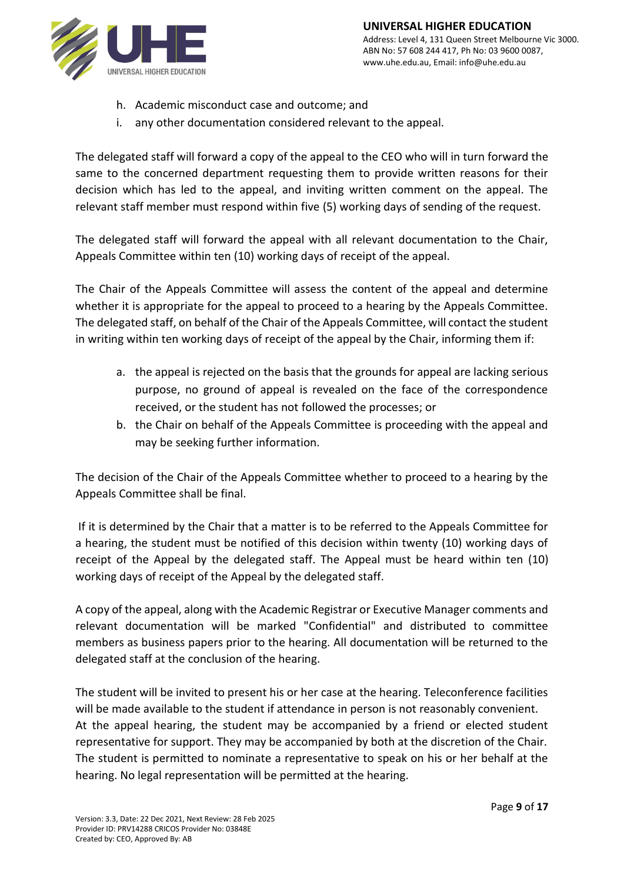h. Academic misconduct case and outcome; and
i. any other documentation considered relevant to the appeal.

The delegated staff will forward a copy of the appeal to the CEO who will in turn forward the same to the concerned department requesting them to provide written reasons for their decision which has led to the appeal, and inviting written comment on the appeal. The relevant staff member must respond within five (5) working days of sending of the request.

The delegated staff will forward the appeal with all relevant documentation to the Chair, Appeals Committee within ten (10) working days of receipt of the appeal.

The Chair of the Appeals Committee will assess the content of the appeal and determine whether it is appropriate for the appeal to proceed to a hearing by the Appeals Committee. The delegated staff, on behalf of the Chair of the Appeals Committee, will contact the student in writing within ten working days of receipt of the appeal by the Chair, informing them if:

a. the appeal is rejected on the basis that the grounds for appeal are lacking serious purpose, no ground of appeal is revealed on the face of the correspondence received, or the student has not followed the processes; or
b. the Chair on behalf of the Appeals Committee is proceeding with the appeal and may be seeking further information.

The decision of the Chair of the Appeals Committee whether to proceed to a hearing by the Appeals Committee shall be final.

If it is determined by the Chair that a matter is to be referred to the Appeals Committee for a hearing, the student must be notified of this decision within twenty (10) working days of receipt of the Appeal by the delegated staff. The Appeal must be heard within ten (10) working days of receipt of the Appeal by the delegated staff.

A copy of the appeal, along with the Academic Registrar or Executive Manager comments and relevant documentation will be marked "Confidential" and distributed to committee members as business papers prior to the hearing. All documentation will be returned to the delegated staff at the conclusion of the hearing.

The student will be invited to present his or her case at the hearing. Teleconference facilities will be made available to the student if attendance in person is not reasonably convenient. At the appeal hearing, the student may be accompanied by a friend or elected student representative for support. They may be accompanied by both at the discretion of the Chair. The student is permitted to nominate a representative to speak on his or her behalf at the hearing. No legal representation will be permitted at the hearing.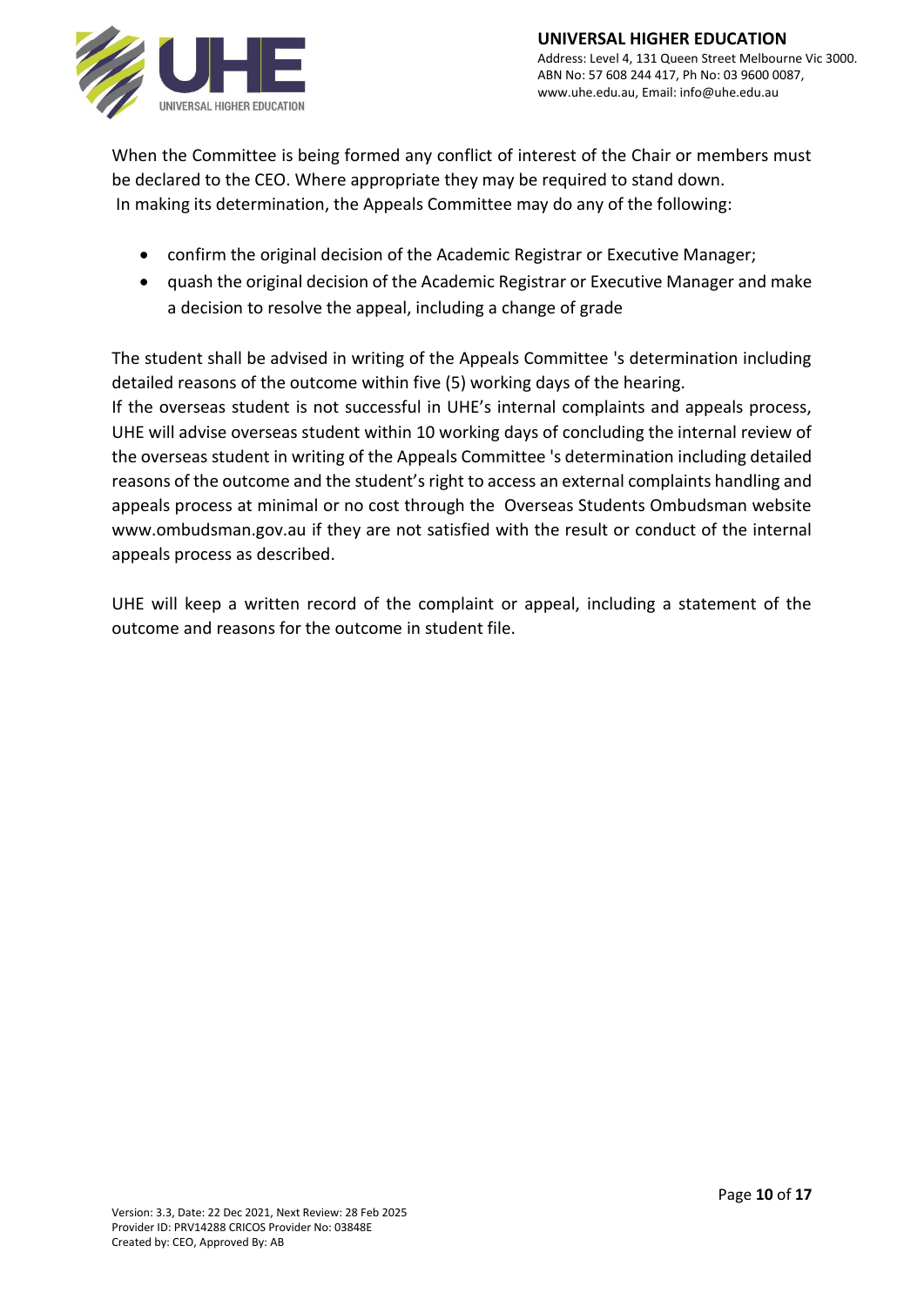When the Committee is being formed any conflict of interest of the Chair or members must be declared to the CEO. Where appropriate they may be required to stand down.
In making its determination, the Appeals Committee may do any of the following:

- confirm the original decision of the Academic Registrar or Executive Manager;
- quash the original decision of the Academic Registrar or Executive Manager and make a decision to resolve the appeal, including a change of grade

The student shall be advised in writing of the Appeals Committee 's determination including detailed reasons of the outcome within five (5) working days of the hearing.
If the overseas student is not successful in UHE's internal complaints and appeals process, UHE will advise overseas student within 10 working days of concluding the internal review of the overseas student in writing of the Appeals Committee 's determination including detailed reasons of the outcome and the student's right to access an external complaints handling and appeals process at minimal or no cost through the Overseas Students Ombudsman website www.ombudsman.gov.au if they are not satisfied with the result or conduct of the internal appeals process as described.

UHE will keep a written record of the complaint or appeal, including a statement of the outcome and reasons for the outcome in student file.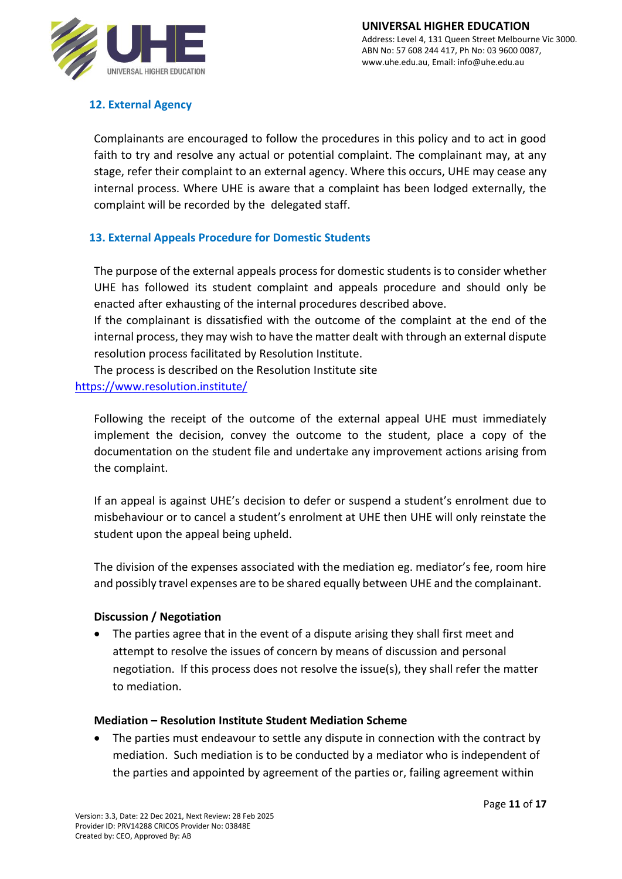## 12. External Agency

Complainants are encouraged to follow the procedures in this policy and to act in good faith to try and resolve any actual or potential complaint. The complainant may, at any stage, refer their complaint to an external agency. Where this occurs, UHE may cease any internal process. Where UHE is aware that a complaint has been lodged externally, the complaint will be recorded by the delegated staff.

## 13. External Appeals Procedure for Domestic Students

The purpose of the external appeals process for domestic students is to consider whether UHE has followed its student complaint and appeals procedure and should only be enacted after exhausting of the internal procedures described above.

If the complainant is dissatisfied with the outcome of the complaint at the end of the internal process, they may wish to have the matter dealt with through an external dispute resolution process facilitated by Resolution Institute.

The process is described on the Resolution Institute site https://www.resolution.institute/

Following the receipt of the outcome of the external appeal UHE must immediately implement the decision, convey the outcome to the student, place a copy of the documentation on the student file and undertake any improvement actions arising from the complaint.

If an appeal is against UHE's decision to defer or suspend a student's enrolment due to misbehaviour or to cancel a student's enrolment at UHE then UHE will only reinstate the student upon the appeal being upheld.

The division of the expenses associated with the mediation eg. mediator's fee, room hire and possibly travel expenses are to be shared equally between UHE and the complainant.

**Discussion / Negotiation**

- The parties agree that in the event of a dispute arising they shall first meet and attempt to resolve the issues of concern by means of discussion and personal negotiation. If this process does not resolve the issue(s), they shall refer the matter to mediation.

**Mediation – Resolution Institute Student Mediation Scheme**

- The parties must endeavour to settle any dispute in connection with the contract by mediation. Such mediation is to be conducted by a mediator who is independent of the parties and appointed by agreement of the parties or, failing agreement within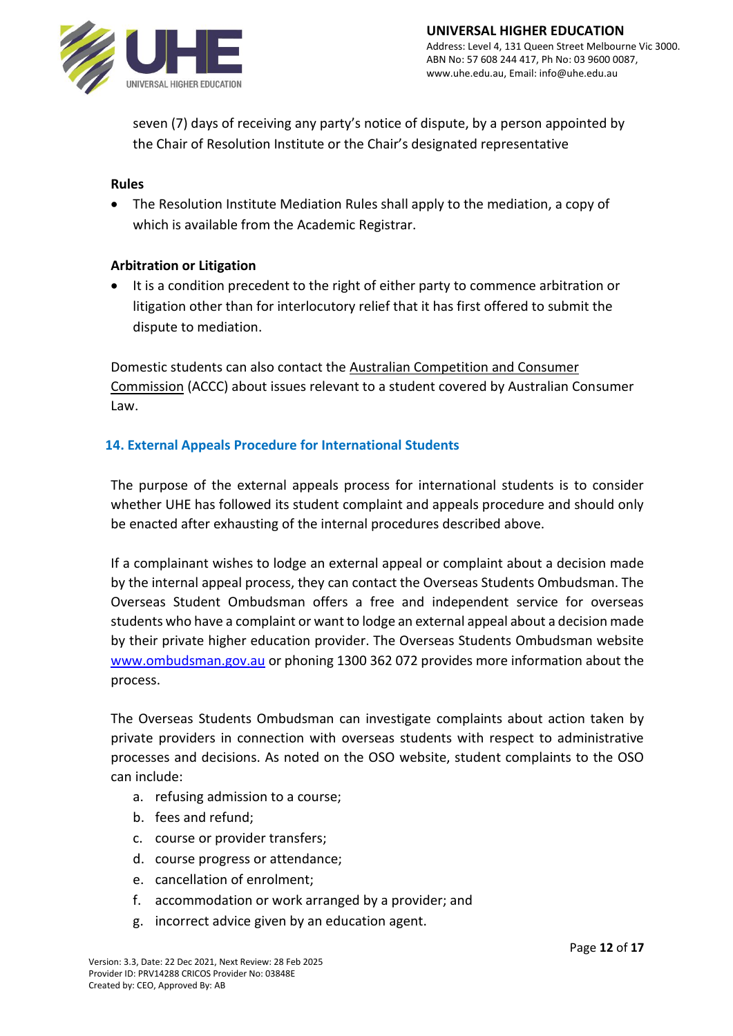seven (7) days of receiving any party's notice of dispute, by a person appointed by the Chair of Resolution Institute or the Chair's designated representative

**Rules**

- The Resolution Institute Mediation Rules shall apply to the mediation, a copy of which is available from the Academic Registrar.

**Arbitration or Litigation**

- It is a condition precedent to the right of either party to commence arbitration or litigation other than for interlocutory relief that it has first offered to submit the dispute to mediation.

Domestic students can also contact the Australian Competition and Consumer Commission (ACCC) about issues relevant to a student covered by Australian Consumer Law.

## 14. External Appeals Procedure for International Students

The purpose of the external appeals process for international students is to consider whether UHE has followed its student complaint and appeals procedure and should only be enacted after exhausting of the internal procedures described above.

If a complainant wishes to lodge an external appeal or complaint about a decision made by the internal appeal process, they can contact the Overseas Students Ombudsman. The Overseas Student Ombudsman offers a free and independent service for overseas students who have a complaint or want to lodge an external appeal about a decision made by their private higher education provider. The Overseas Students Ombudsman website www.ombudsman.gov.au or phoning 1300 362 072 provides more information about the process.

The Overseas Students Ombudsman can investigate complaints about action taken by private providers in connection with overseas students with respect to administrative processes and decisions. As noted on the OSO website, student complaints to the OSO can include:

a. refusing admission to a course;
b. fees and refund;
c. course or provider transfers;
d. course progress or attendance;
e. cancellation of enrolment;
f. accommodation or work arranged by a provider; and
g. incorrect advice given by an education agent.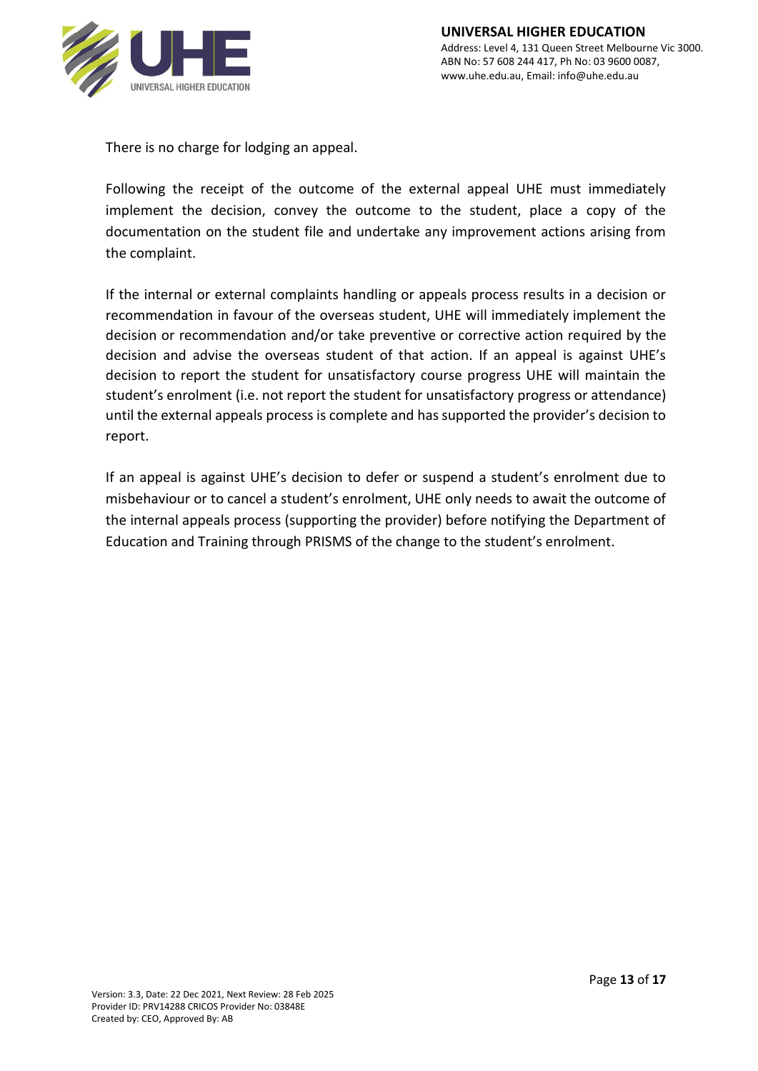There is no charge for lodging an appeal.

Following the receipt of the outcome of the external appeal UHE must immediately implement the decision, convey the outcome to the student, place a copy of the documentation on the student file and undertake any improvement actions arising from the complaint.

If the internal or external complaints handling or appeals process results in a decision or recommendation in favour of the overseas student, UHE will immediately implement the decision or recommendation and/or take preventive or corrective action required by the decision and advise the overseas student of that action. If an appeal is against UHE's decision to report the student for unsatisfactory course progress UHE will maintain the student's enrolment (i.e. not report the student for unsatisfactory progress or attendance) until the external appeals process is complete and has supported the provider's decision to report.

If an appeal is against UHE's decision to defer or suspend a student's enrolment due to misbehaviour or to cancel a student's enrolment, UHE only needs to await the outcome of the internal appeals process (supporting the provider) before notifying the Department of Education and Training through PRISMS of the change to the student's enrolment.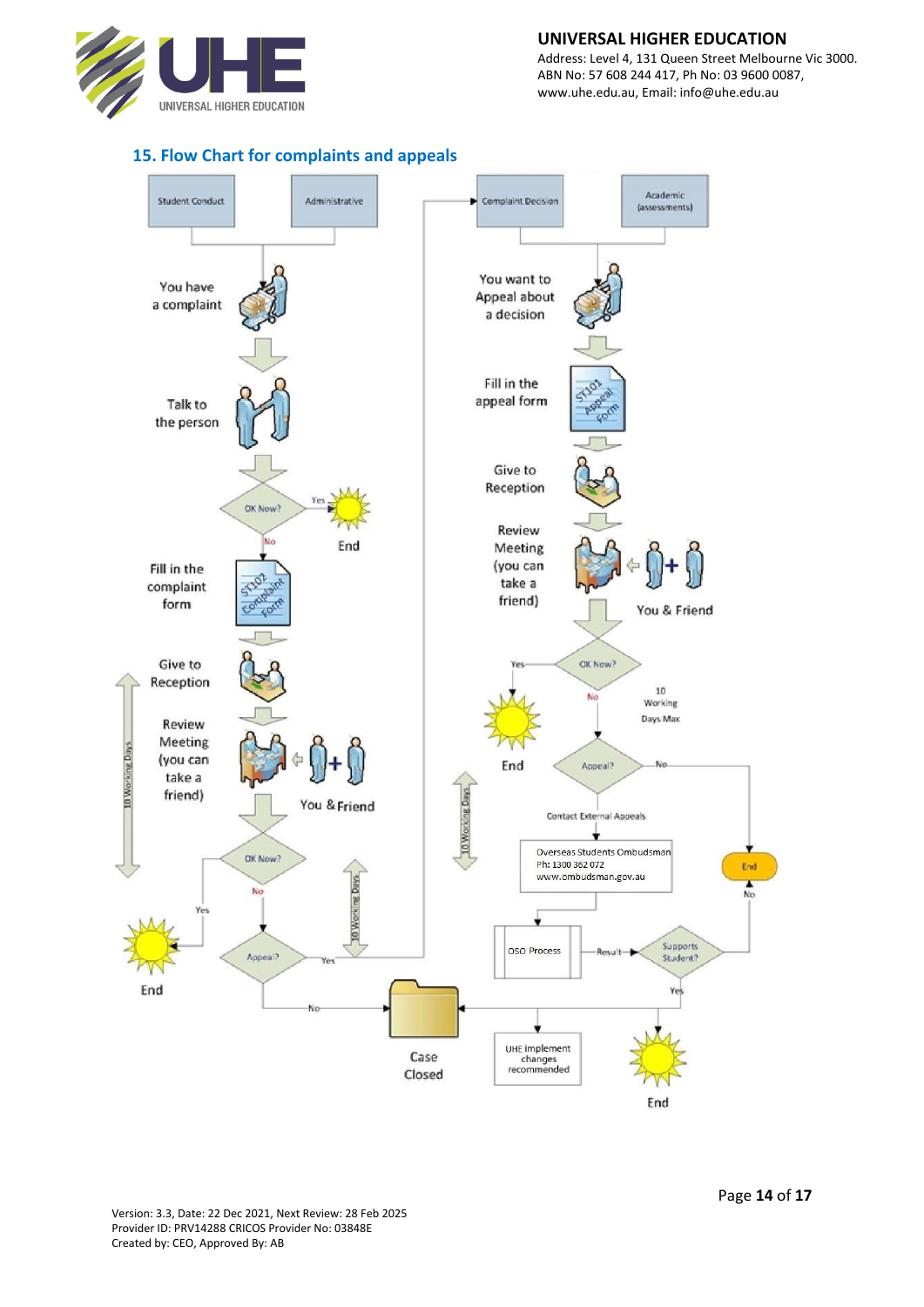## 15. Flow Chart for complaints and appeals

Student Conduct | Administrative

You have a complaint

Talk to the person

OK Now? — Yes → End

No

Fill in the complaint form (ST102 Complaint Form)

Give to Reception

Review Meeting (you can take a friend) ← You & Friend

10 Working Days

OK Now? — Yes → End

No

Appeal? — Yes → Complaint Decision (10 Working Days)

No → Case Closed

Complaint Decision | Academic (assessments)

You want to Appeal about a decision

Fill in the appeal form (ST101 Appeal Form)

Give to Reception

Review Meeting (you can take a friend) ← You & Friend

OK Now? — Yes → End

No

10 Working Days Max

Appeal? — No → End

10 Working Days

Contact External Appeals

Overseas Students Ombudsman
Ph: 1300 362 072
www.ombudsman.gov.au

OSO Process — Result → Supports Student?

Supports Student? — No → End

Yes → End; UHE implement changes recommended → Case Closed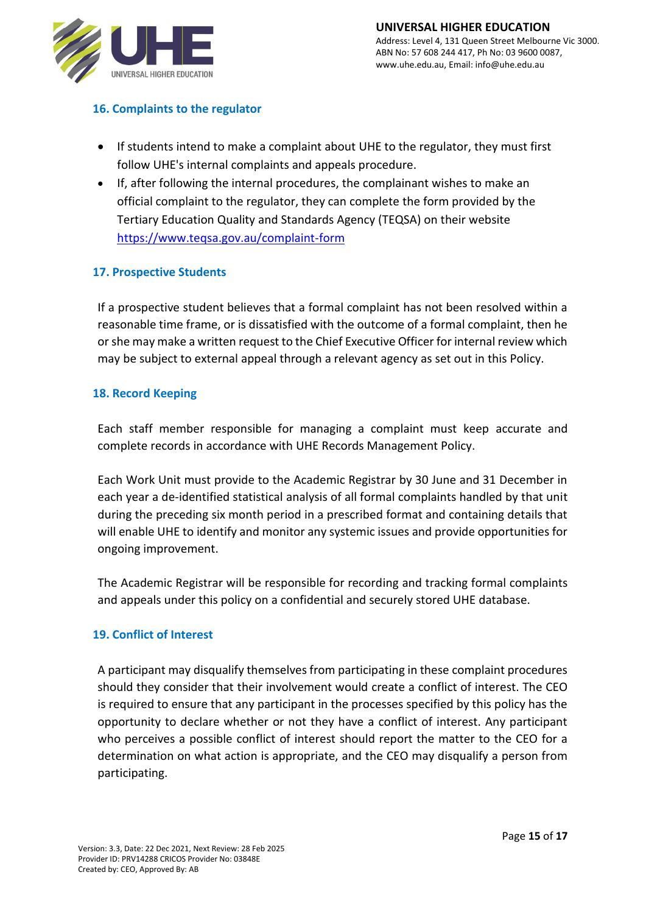## 16. Complaints to the regulator

- If students intend to make a complaint about UHE to the regulator, they must first follow UHE's internal complaints and appeals procedure.
- If, after following the internal procedures, the complainant wishes to make an official complaint to the regulator, they can complete the form provided by the Tertiary Education Quality and Standards Agency (TEQSA) on their website https://www.teqsa.gov.au/complaint-form

## 17. Prospective Students

If a prospective student believes that a formal complaint has not been resolved within a reasonable time frame, or is dissatisfied with the outcome of a formal complaint, then he or she may make a written request to the Chief Executive Officer for internal review which may be subject to external appeal through a relevant agency as set out in this Policy.

## 18. Record Keeping

Each staff member responsible for managing a complaint must keep accurate and complete records in accordance with UHE Records Management Policy.

Each Work Unit must provide to the Academic Registrar by 30 June and 31 December in each year a de-identified statistical analysis of all formal complaints handled by that unit during the preceding six month period in a prescribed format and containing details that will enable UHE to identify and monitor any systemic issues and provide opportunities for ongoing improvement.

The Academic Registrar will be responsible for recording and tracking formal complaints and appeals under this policy on a confidential and securely stored UHE database.

## 19. Conflict of Interest

A participant may disqualify themselves from participating in these complaint procedures should they consider that their involvement would create a conflict of interest. The CEO is required to ensure that any participant in the processes specified by this policy has the opportunity to declare whether or not they have a conflict of interest. Any participant who perceives a possible conflict of interest should report the matter to the CEO for a determination on what action is appropriate, and the CEO may disqualify a person from participating.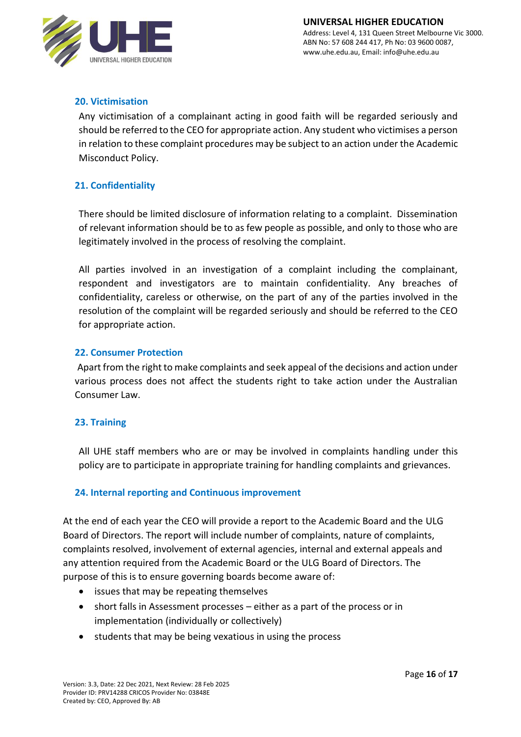## 20. Victimisation

Any victimisation of a complainant acting in good faith will be regarded seriously and should be referred to the CEO for appropriate action. Any student who victimises a person in relation to these complaint procedures may be subject to an action under the Academic Misconduct Policy.

## 21. Confidentiality

There should be limited disclosure of information relating to a complaint. Dissemination of relevant information should be to as few people as possible, and only to those who are legitimately involved in the process of resolving the complaint.

All parties involved in an investigation of a complaint including the complainant, respondent and investigators are to maintain confidentiality. Any breaches of confidentiality, careless or otherwise, on the part of any of the parties involved in the resolution of the complaint will be regarded seriously and should be referred to the CEO for appropriate action.

## 22. Consumer Protection

Apart from the right to make complaints and seek appeal of the decisions and action under various process does not affect the students right to take action under the Australian Consumer Law.

## 23. Training

All UHE staff members who are or may be involved in complaints handling under this policy are to participate in appropriate training for handling complaints and grievances.

## 24. Internal reporting and Continuous improvement

At the end of each year the CEO will provide a report to the Academic Board and the ULG Board of Directors. The report will include number of complaints, nature of complaints, complaints resolved, involvement of external agencies, internal and external appeals and any attention required from the Academic Board or the ULG Board of Directors. The purpose of this is to ensure governing boards become aware of:

- issues that may be repeating themselves
- short falls in Assessment processes – either as a part of the process or in implementation (individually or collectively)
- students that may be being vexatious in using the process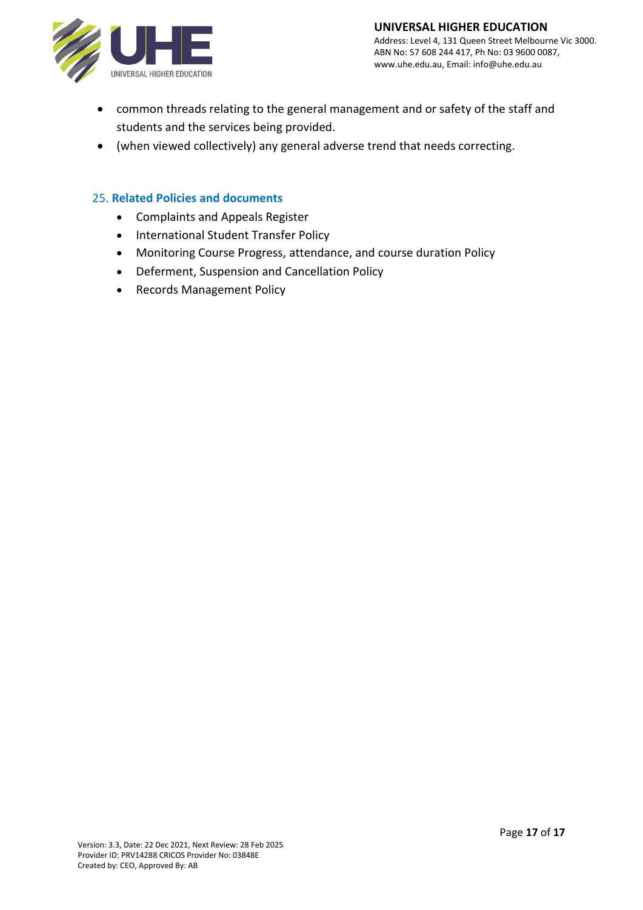- common threads relating to the general management and or safety of the staff and students and the services being provided.
- (when viewed collectively) any general adverse trend that needs correcting.

## 25. Related Policies and documents

- Complaints and Appeals Register
- International Student Transfer Policy
- Monitoring Course Progress, attendance, and course duration Policy
- Deferment, Suspension and Cancellation Policy
- Records Management Policy